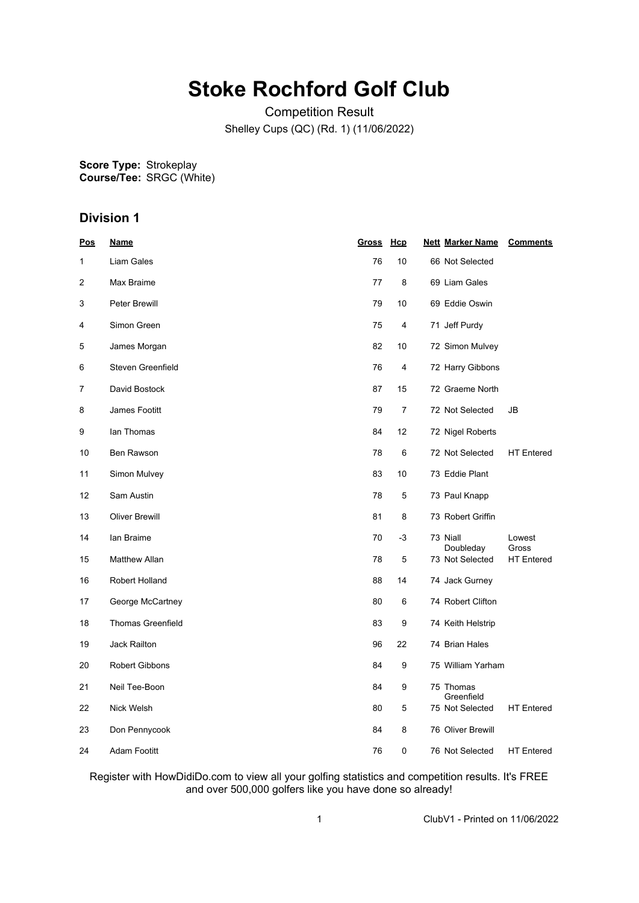# Stoke Rochford Golf Club

Competition Result

Shelley Cups (QC) (Rd. 1) (11/06/2022)

**Score Type:** Strokeplay
**Course/Tee:** SRGC (White)

## Division 1

| Pos | Name | Gross | Hcp | Nett | Marker Name | Comments |
|---|---|---|---|---|---|---|
| 1 | Liam Gales | 76 | 10 | 66 | Not Selected | |
| 2 | Max Braime | 77 | 8 | 69 | Liam Gales | |
| 3 | Peter Brewill | 79 | 10 | 69 | Eddie Oswin | |
| 4 | Simon Green | 75 | 4 | 71 | Jeff Purdy | |
| 5 | James Morgan | 82 | 10 | 72 | Simon Mulvey | |
| 6 | Steven Greenfield | 76 | 4 | 72 | Harry Gibbons | |
| 7 | David Bostock | 87 | 15 | 72 | Graeme North | |
| 8 | James Footitt | 79 | 7 | 72 | Not Selected | JB |
| 9 | Ian Thomas | 84 | 12 | 72 | Nigel Roberts | |
| 10 | Ben Rawson | 78 | 6 | 72 | Not Selected | HT Entered |
| 11 | Simon Mulvey | 83 | 10 | 73 | Eddie Plant | |
| 12 | Sam Austin | 78 | 5 | 73 | Paul Knapp | |
| 13 | Oliver Brewill | 81 | 8 | 73 | Robert Griffin | |
| 14 | Ian Braime | 70 | -3 | 73 | Niall Doubleday | Lowest Gross |
| 15 | Matthew Allan | 78 | 5 | 73 | Not Selected | HT Entered |
| 16 | Robert Holland | 88 | 14 | 74 | Jack Gurney | |
| 17 | George McCartney | 80 | 6 | 74 | Robert Clifton | |
| 18 | Thomas Greenfield | 83 | 9 | 74 | Keith Helstrip | |
| 19 | Jack Railton | 96 | 22 | 74 | Brian Hales | |
| 20 | Robert Gibbons | 84 | 9 | 75 | William Yarham | |
| 21 | Neil Tee-Boon | 84 | 9 | 75 | Thomas Greenfield | |
| 22 | Nick Welsh | 80 | 5 | 75 | Not Selected | HT Entered |
| 23 | Don Pennycook | 84 | 8 | 76 | Oliver Brewill | |
| 24 | Adam Footitt | 76 | 0 | 76 | Not Selected | HT Entered |

Register with HowDidiDo.com to view all your golfing statistics and competition results. It's FREE and over 500,000 golfers like you have done so already!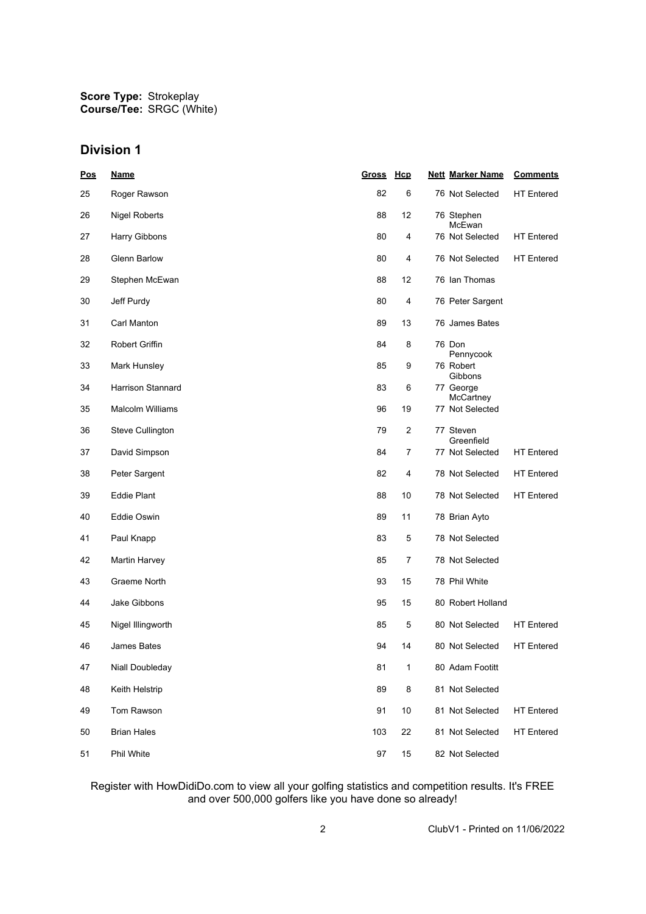**Score Type:** Strokeplay
**Course/Tee:** SRGC (White)

## Division 1

| Pos | Name | Gross | Hcp | Nett | Marker Name | Comments |
|---|---|---|---|---|---|---|
| 25 | Roger Rawson | 82 | 6 | 76 | Not Selected | HT Entered |
| 26 | Nigel Roberts | 88 | 12 | 76 | Stephen McEwan | |
| 27 | Harry Gibbons | 80 | 4 | 76 | Not Selected | HT Entered |
| 28 | Glenn Barlow | 80 | 4 | 76 | Not Selected | HT Entered |
| 29 | Stephen McEwan | 88 | 12 | 76 | Ian Thomas | |
| 30 | Jeff Purdy | 80 | 4 | 76 | Peter Sargent | |
| 31 | Carl Manton | 89 | 13 | 76 | James Bates | |
| 32 | Robert Griffin | 84 | 8 | 76 | Don Pennycook | |
| 33 | Mark Hunsley | 85 | 9 | 76 | Robert Gibbons | |
| 34 | Harrison Stannard | 83 | 6 | 77 | George McCartney | |
| 35 | Malcolm Williams | 96 | 19 | 77 | Not Selected | |
| 36 | Steve Cullington | 79 | 2 | 77 | Steven Greenfield | |
| 37 | David Simpson | 84 | 7 | 77 | Not Selected | HT Entered |
| 38 | Peter Sargent | 82 | 4 | 78 | Not Selected | HT Entered |
| 39 | Eddie Plant | 88 | 10 | 78 | Not Selected | HT Entered |
| 40 | Eddie Oswin | 89 | 11 | 78 | Brian Ayto | |
| 41 | Paul Knapp | 83 | 5 | 78 | Not Selected | |
| 42 | Martin Harvey | 85 | 7 | 78 | Not Selected | |
| 43 | Graeme North | 93 | 15 | 78 | Phil White | |
| 44 | Jake Gibbons | 95 | 15 | 80 | Robert Holland | |
| 45 | Nigel Illingworth | 85 | 5 | 80 | Not Selected | HT Entered |
| 46 | James Bates | 94 | 14 | 80 | Not Selected | HT Entered |
| 47 | Niall Doubleday | 81 | 1 | 80 | Adam Footitt | |
| 48 | Keith Helstrip | 89 | 8 | 81 | Not Selected | |
| 49 | Tom Rawson | 91 | 10 | 81 | Not Selected | HT Entered |
| 50 | Brian Hales | 103 | 22 | 81 | Not Selected | HT Entered |
| 51 | Phil White | 97 | 15 | 82 | Not Selected | |

Register with HowDidiDo.com to view all your golfing statistics and competition results. It's FREE and over 500,000 golfers like you have done so already!

ClubV1 - Printed on 11/06/2022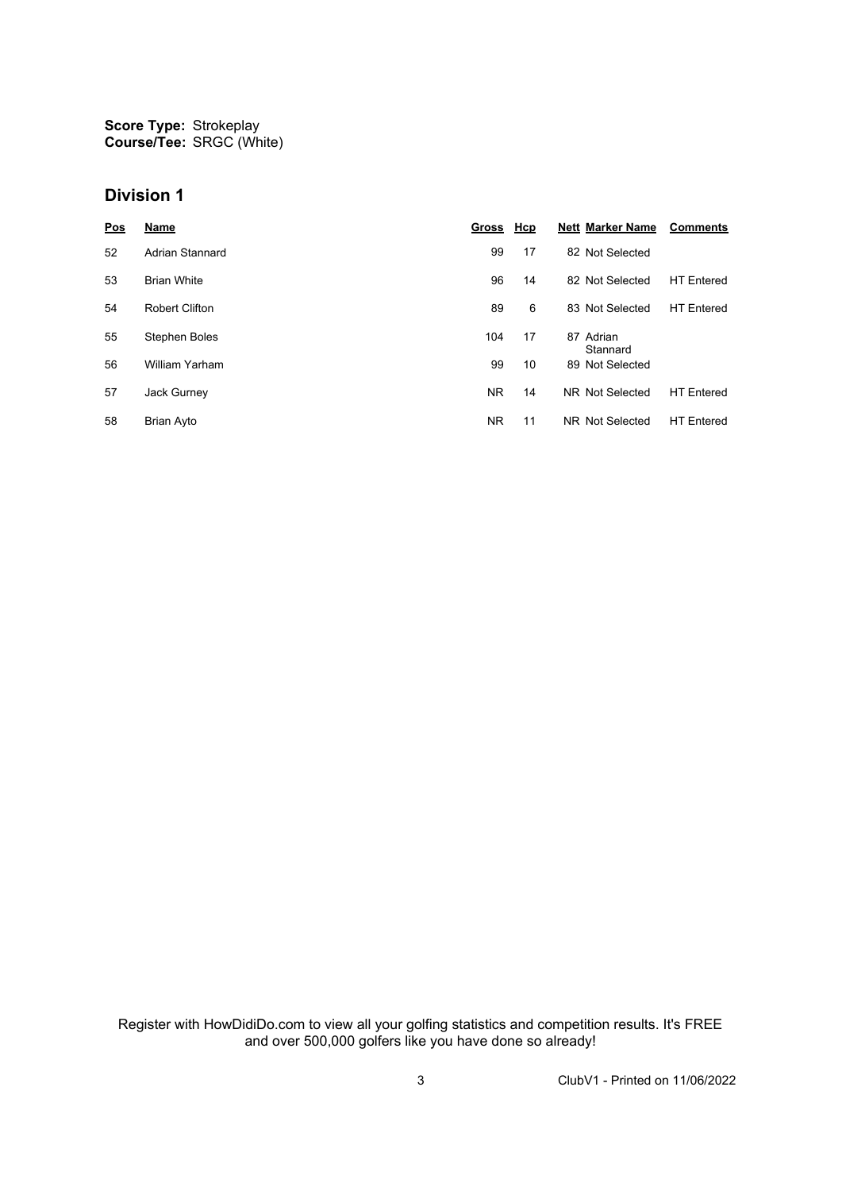**Score Type:** Strokeplay
**Course/Tee:** SRGC (White)

## Division 1

| Pos | Name | Gross | Hcp | Nett | Marker Name | Comments |
| --- | --- | --- | --- | --- | --- | --- |
| 52 | Adrian Stannard | 99 | 17 | 82 | Not Selected | |
| 53 | Brian White | 96 | 14 | 82 | Not Selected | HT Entered |
| 54 | Robert Clifton | 89 | 6 | 83 | Not Selected | HT Entered |
| 55 | Stephen Boles | 104 | 17 | 87 | Adrian Stannard | |
| 56 | William Yarham | 99 | 10 | 89 | Not Selected | |
| 57 | Jack Gurney | NR | 14 | NR | Not Selected | HT Entered |
| 58 | Brian Ayto | NR | 11 | NR | Not Selected | HT Entered |

Register with HowDidiDo.com to view all your golfing statistics and competition results. It's FREE and over 500,000 golfers like you have done so already!

ClubV1 - Printed on 11/06/2022